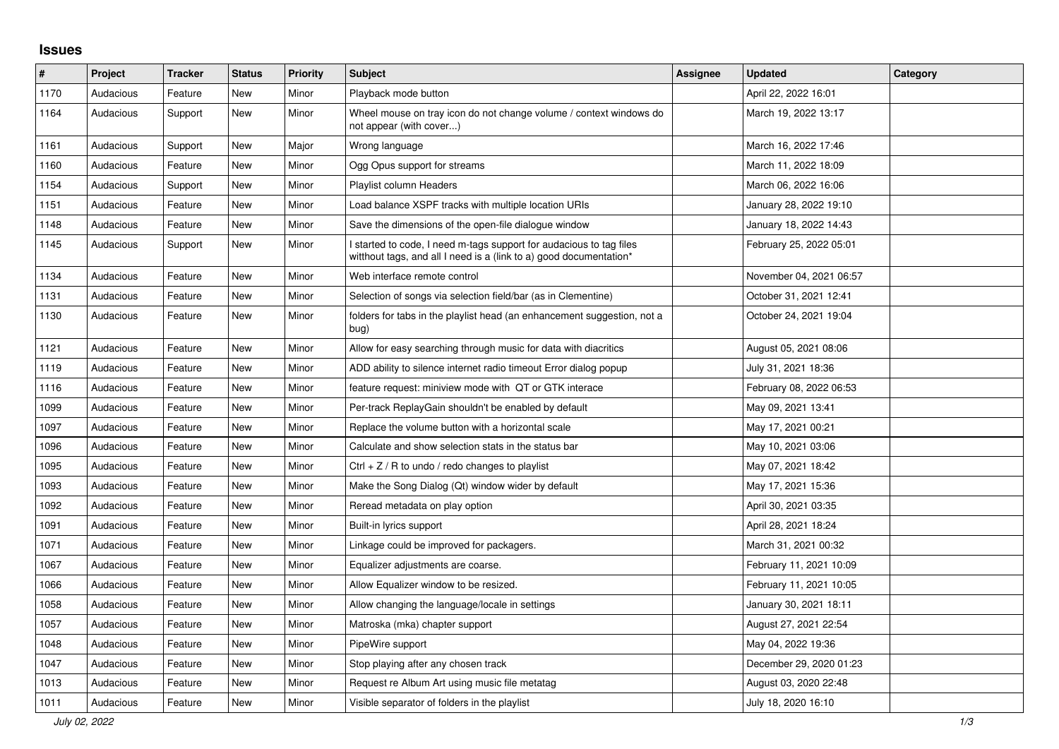## Issues

| # | Project | Tracker | Status | Priority | Subject | Assignee | Updated | Category |
|---|---|---|---|---|---|---|---|---|
| 1170 | Audacious | Feature | New | Minor | Playback mode button | | April 22, 2022 16:01 | |
| 1164 | Audacious | Support | New | Minor | Wheel mouse on tray icon do not change volume / context windows do not appear (with cover...) | | March 19, 2022 13:17 | |
| 1161 | Audacious | Support | New | Major | Wrong language | | March 16, 2022 17:46 | |
| 1160 | Audacious | Feature | New | Minor | Ogg Opus support for streams | | March 11, 2022 18:09 | |
| 1154 | Audacious | Support | New | Minor | Playlist column Headers | | March 06, 2022 16:06 | |
| 1151 | Audacious | Feature | New | Minor | Load balance XSPF tracks with multiple location URIs | | January 28, 2022 19:10 | |
| 1148 | Audacious | Feature | New | Minor | Save the dimensions of the open-file dialogue window | | January 18, 2022 14:43 | |
| 1145 | Audacious | Support | New | Minor | I started to code, I need m-tags support for audacious to tag files witthout tags, and all I need is a (link to a) good documentation* | | February 25, 2022 05:01 | |
| 1134 | Audacious | Feature | New | Minor | Web interface remote control | | November 04, 2021 06:57 | |
| 1131 | Audacious | Feature | New | Minor | Selection of songs via selection field/bar (as in Clementine) | | October 31, 2021 12:41 | |
| 1130 | Audacious | Feature | New | Minor | folders for tabs in the playlist head (an enhancement suggestion, not a bug) | | October 24, 2021 19:04 | |
| 1121 | Audacious | Feature | New | Minor | Allow for easy searching through music for data with diacritics | | August 05, 2021 08:06 | |
| 1119 | Audacious | Feature | New | Minor | ADD ability to silence internet radio timeout Error dialog popup | | July 31, 2021 18:36 | |
| 1116 | Audacious | Feature | New | Minor | feature request: miniview mode with QT or GTK interace | | February 08, 2022 06:53 | |
| 1099 | Audacious | Feature | New | Minor | Per-track ReplayGain shouldn't be enabled by default | | May 09, 2021 13:41 | |
| 1097 | Audacious | Feature | New | Minor | Replace the volume button with a horizontal scale | | May 17, 2021 00:21 | |
| 1096 | Audacious | Feature | New | Minor | Calculate and show selection stats in the status bar | | May 10, 2021 03:06 | |
| 1095 | Audacious | Feature | New | Minor | Ctrl + Z / R to undo / redo changes to playlist | | May 07, 2021 18:42 | |
| 1093 | Audacious | Feature | New | Minor | Make the Song Dialog (Qt) window wider by default | | May 17, 2021 15:36 | |
| 1092 | Audacious | Feature | New | Minor | Reread metadata on play option | | April 30, 2021 03:35 | |
| 1091 | Audacious | Feature | New | Minor | Built-in lyrics support | | April 28, 2021 18:24 | |
| 1071 | Audacious | Feature | New | Minor | Linkage could be improved for packagers. | | March 31, 2021 00:32 | |
| 1067 | Audacious | Feature | New | Minor | Equalizer adjustments are coarse. | | February 11, 2021 10:09 | |
| 1066 | Audacious | Feature | New | Minor | Allow Equalizer window to be resized. | | February 11, 2021 10:05 | |
| 1058 | Audacious | Feature | New | Minor | Allow changing the language/locale in settings | | January 30, 2021 18:11 | |
| 1057 | Audacious | Feature | New | Minor | Matroska (mka) chapter support | | August 27, 2021 22:54 | |
| 1048 | Audacious | Feature | New | Minor | PipeWire support | | May 04, 2022 19:36 | |
| 1047 | Audacious | Feature | New | Minor | Stop playing after any chosen track | | December 29, 2020 01:23 | |
| 1013 | Audacious | Feature | New | Minor | Request re Album Art using music file metatag | | August 03, 2020 22:48 | |
| 1011 | Audacious | Feature | New | Minor | Visible separator of folders in the playlist | | July 18, 2020 16:10 | |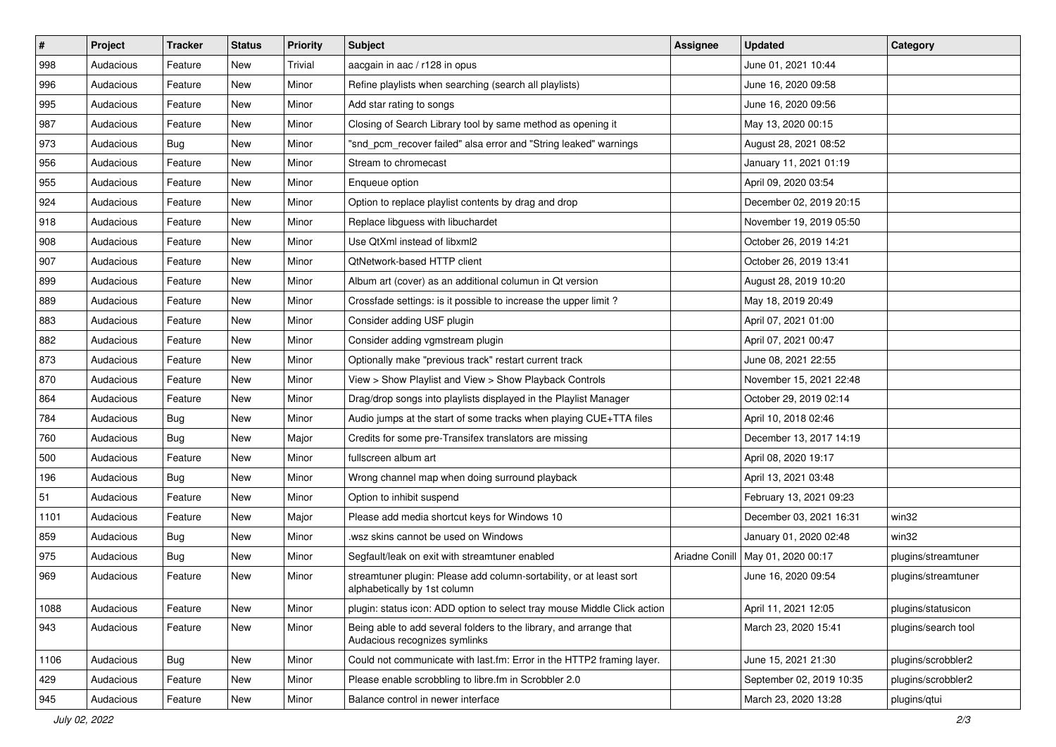| # | Project | Tracker | Status | Priority | Subject | Assignee | Updated | Category |
|---|---|---|---|---|---|---|---|---|
| 998 | Audacious | Feature | New | Trivial | aacgain in aac / r128 in opus | | June 01, 2021 10:44 | |
| 996 | Audacious | Feature | New | Minor | Refine playlists when searching (search all playlists) | | June 16, 2020 09:58 | |
| 995 | Audacious | Feature | New | Minor | Add star rating to songs | | June 16, 2020 09:56 | |
| 987 | Audacious | Feature | New | Minor | Closing of Search Library tool by same method as opening it | | May 13, 2020 00:15 | |
| 973 | Audacious | Bug | New | Minor | "snd_pcm_recover failed" alsa error and "String leaked" warnings | | August 28, 2021 08:52 | |
| 956 | Audacious | Feature | New | Minor | Stream to chromecast | | January 11, 2021 01:19 | |
| 955 | Audacious | Feature | New | Minor | Enqueue option | | April 09, 2020 03:54 | |
| 924 | Audacious | Feature | New | Minor | Option to replace playlist contents by drag and drop | | December 02, 2019 20:15 | |
| 918 | Audacious | Feature | New | Minor | Replace libguess with libuchardet | | November 19, 2019 05:50 | |
| 908 | Audacious | Feature | New | Minor | Use QtXml instead of libxml2 | | October 26, 2019 14:21 | |
| 907 | Audacious | Feature | New | Minor | QtNetwork-based HTTP client | | October 26, 2019 13:41 | |
| 899 | Audacious | Feature | New | Minor | Album art (cover) as an additional columun in Qt version | | August 28, 2019 10:20 | |
| 889 | Audacious | Feature | New | Minor | Crossfade settings: is it possible to increase the upper limit ? | | May 18, 2019 20:49 | |
| 883 | Audacious | Feature | New | Minor | Consider adding USF plugin | | April 07, 2021 01:00 | |
| 882 | Audacious | Feature | New | Minor | Consider adding vgmstream plugin | | April 07, 2021 00:47 | |
| 873 | Audacious | Feature | New | Minor | Optionally make "previous track" restart current track | | June 08, 2021 22:55 | |
| 870 | Audacious | Feature | New | Minor | View > Show Playlist and View > Show Playback Controls | | November 15, 2021 22:48 | |
| 864 | Audacious | Feature | New | Minor | Drag/drop songs into playlists displayed in the Playlist Manager | | October 29, 2019 02:14 | |
| 784 | Audacious | Bug | New | Minor | Audio jumps at the start of some tracks when playing CUE+TTA files | | April 10, 2018 02:46 | |
| 760 | Audacious | Bug | New | Major | Credits for some pre-Transifex translators are missing | | December 13, 2017 14:19 | |
| 500 | Audacious | Feature | New | Minor | fullscreen album art | | April 08, 2020 19:17 | |
| 196 | Audacious | Bug | New | Minor | Wrong channel map when doing surround playback | | April 13, 2021 03:48 | |
| 51 | Audacious | Feature | New | Minor | Option to inhibit suspend | | February 13, 2021 09:23 | |
| 1101 | Audacious | Feature | New | Major | Please add media shortcut keys for Windows 10 | | December 03, 2021 16:31 | win32 |
| 859 | Audacious | Bug | New | Minor | .wsz skins cannot be used on Windows | | January 01, 2020 02:48 | win32 |
| 975 | Audacious | Bug | New | Minor | Segfault/leak on exit with streamtuner enabled | Ariadne Conill | May 01, 2020 00:17 | plugins/streamtuner |
| 969 | Audacious | Feature | New | Minor | streamtuner plugin: Please add column-sortability, or at least sort alphabetically by 1st column | | June 16, 2020 09:54 | plugins/streamtuner |
| 1088 | Audacious | Feature | New | Minor | plugin: status icon: ADD option to select tray mouse Middle Click action | | April 11, 2021 12:05 | plugins/statusicon |
| 943 | Audacious | Feature | New | Minor | Being able to add several folders to the library, and arrange that Audacious recognizes symlinks | | March 23, 2020 15:41 | plugins/search tool |
| 1106 | Audacious | Bug | New | Minor | Could not communicate with last.fm: Error in the HTTP2 framing layer. | | June 15, 2021 21:30 | plugins/scrobbler2 |
| 429 | Audacious | Feature | New | Minor | Please enable scrobbling to libre.fm in Scrobbler 2.0 | | September 02, 2019 10:35 | plugins/scrobbler2 |
| 945 | Audacious | Feature | New | Minor | Balance control in newer interface | | March 23, 2020 13:28 | plugins/qtui |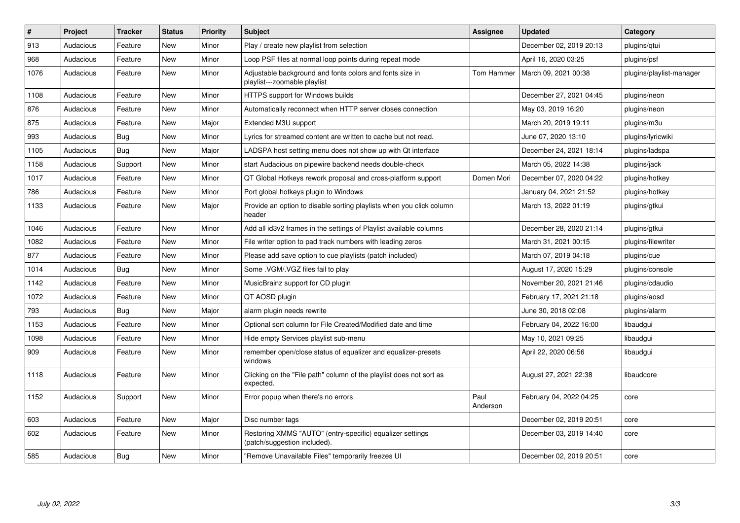| # | Project | Tracker | Status | Priority | Subject | Assignee | Updated | Category |
|---|---|---|---|---|---|---|---|---|
| 913 | Audacious | Feature | New | Minor | Play / create new playlist from selection | | December 02, 2019 20:13 | plugins/qtui |
| 968 | Audacious | Feature | New | Minor | Loop PSF files at normal loop points during repeat mode | | April 16, 2020 03:25 | plugins/psf |
| 1076 | Audacious | Feature | New | Minor | Adjustable background and fonts colors and fonts size in playlist---zoomable playlist | Tom Hammer | March 09, 2021 00:38 | plugins/playlist-manager |
| 1108 | Audacious | Feature | New | Minor | HTTPS support for Windows builds | | December 27, 2021 04:45 | plugins/neon |
| 876 | Audacious | Feature | New | Minor | Automatically reconnect when HTTP server closes connection | | May 03, 2019 16:20 | plugins/neon |
| 875 | Audacious | Feature | New | Major | Extended M3U support | | March 20, 2019 19:11 | plugins/m3u |
| 993 | Audacious | Bug | New | Minor | Lyrics for streamed content are written to cache but not read. | | June 07, 2020 13:10 | plugins/lyricwiki |
| 1105 | Audacious | Bug | New | Major | LADSPA host setting menu does not show up with Qt interface | | December 24, 2021 18:14 | plugins/ladspa |
| 1158 | Audacious | Support | New | Minor | start Audacious on pipewire backend needs double-check | | March 05, 2022 14:38 | plugins/jack |
| 1017 | Audacious | Feature | New | Minor | QT Global Hotkeys rework proposal and cross-platform support | Domen Mori | December 07, 2020 04:22 | plugins/hotkey |
| 786 | Audacious | Feature | New | Minor | Port global hotkeys plugin to Windows | | January 04, 2021 21:52 | plugins/hotkey |
| 1133 | Audacious | Feature | New | Major | Provide an option to disable sorting playlists when you click column header | | March 13, 2022 01:19 | plugins/gtkui |
| 1046 | Audacious | Feature | New | Minor | Add all id3v2 frames in the settings of Playlist available columns | | December 28, 2020 21:14 | plugins/gtkui |
| 1082 | Audacious | Feature | New | Minor | File writer option to pad track numbers with leading zeros | | March 31, 2021 00:15 | plugins/filewriter |
| 877 | Audacious | Feature | New | Minor | Please add save option to cue playlists (patch included) | | March 07, 2019 04:18 | plugins/cue |
| 1014 | Audacious | Bug | New | Minor | Some .VGM/.VGZ files fail to play | | August 17, 2020 15:29 | plugins/console |
| 1142 | Audacious | Feature | New | Minor | MusicBrainz support for CD plugin | | November 20, 2021 21:46 | plugins/cdaudio |
| 1072 | Audacious | Feature | New | Minor | QT AOSD plugin | | February 17, 2021 21:18 | plugins/aosd |
| 793 | Audacious | Bug | New | Major | alarm plugin needs rewrite | | June 30, 2018 02:08 | plugins/alarm |
| 1153 | Audacious | Feature | New | Minor | Optional sort column for File Created/Modified date and time | | February 04, 2022 16:00 | libaudgui |
| 1098 | Audacious | Feature | New | Minor | Hide empty Services playlist sub-menu | | May 10, 2021 09:25 | libaudgui |
| 909 | Audacious | Feature | New | Minor | remember open/close status of equalizer and equalizer-presets windows | | April 22, 2020 06:56 | libaudgui |
| 1118 | Audacious | Feature | New | Minor | Clicking on the "File path" column of the playlist does not sort as expected. | | August 27, 2021 22:38 | libaudcore |
| 1152 | Audacious | Support | New | Minor | Error popup when there's no errors | Paul Anderson | February 04, 2022 04:25 | core |
| 603 | Audacious | Feature | New | Major | Disc number tags | | December 02, 2019 20:51 | core |
| 602 | Audacious | Feature | New | Minor | Restoring XMMS "AUTO" (entry-specific) equalizer settings (patch/suggestion included). | | December 03, 2019 14:40 | core |
| 585 | Audacious | Bug | New | Minor | "Remove Unavailable Files" temporarily freezes UI | | December 02, 2019 20:51 | core |

*July 02, 2022*